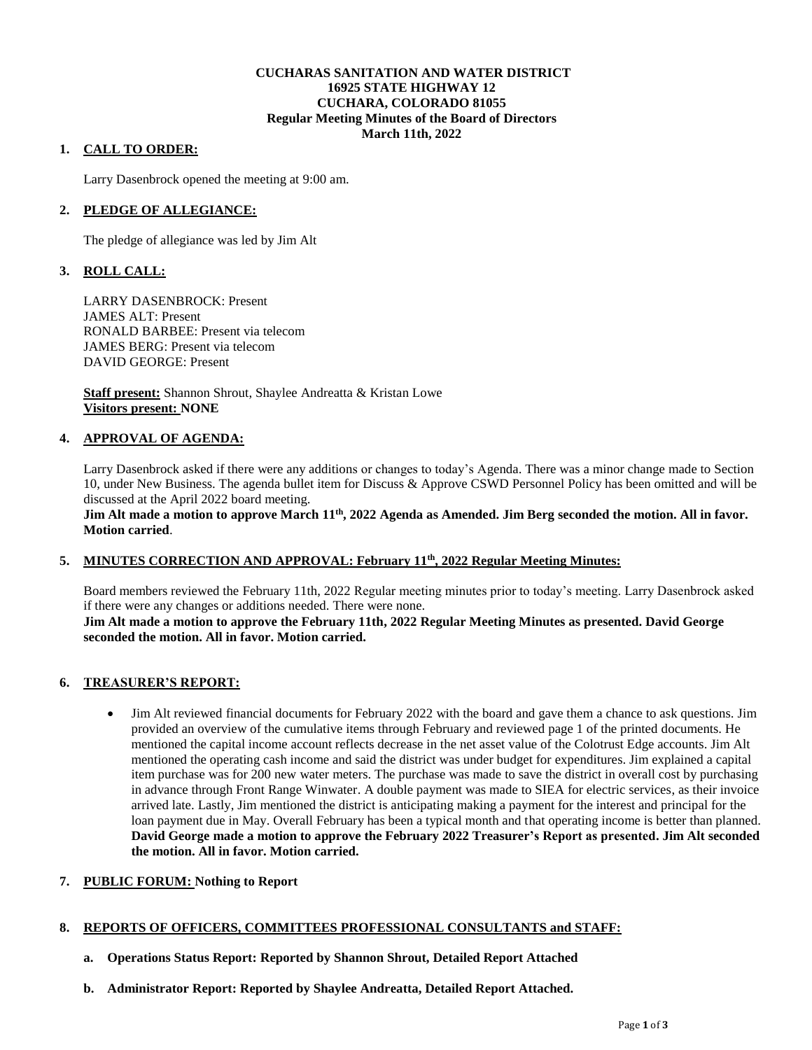**CUCHARAS SANITATION AND WATER DISTRICT**
**16925 STATE HIGHWAY 12**
**CUCHARA, COLORADO 81055**
**Regular Meeting Minutes of the Board of Directors**
**March 11th, 2022**

## 1. CALL TO ORDER:

Larry Dasenbrock opened the meeting at 9:00 am.

## 2. PLEDGE OF ALLEGIANCE:

The pledge of allegiance was led by Jim Alt

## 3. ROLL CALL:

LARRY DASENBROCK: Present
JAMES ALT: Present
RONALD BARBEE: Present via telecom
JAMES BERG: Present via telecom
DAVID GEORGE: Present

**Staff present:** Shannon Shrout, Shaylee Andreatta & Kristan Lowe
**Visitors present: NONE**

## 4. APPROVAL OF AGENDA:

Larry Dasenbrock asked if there were any additions or changes to today's Agenda. There was a minor change made to Section 10, under New Business. The agenda bullet item for Discuss & Approve CSWD Personnel Policy has been omitted and will be discussed at the April 2022 board meeting.

**Jim Alt made a motion to approve March 11th, 2022 Agenda as Amended. Jim Berg seconded the motion. All in favor. Motion carried**.

## 5. MINUTES CORRECTION AND APPROVAL: February 11th, 2022 Regular Meeting Minutes:

Board members reviewed the February 11th, 2022 Regular meeting minutes prior to today's meeting. Larry Dasenbrock asked if there were any changes or additions needed. There were none.

**Jim Alt made a motion to approve the February 11th, 2022 Regular Meeting Minutes as presented. David George seconded the motion. All in favor. Motion carried.**

## 6. TREASURER'S REPORT:

- Jim Alt reviewed financial documents for February 2022 with the board and gave them a chance to ask questions. Jim provided an overview of the cumulative items through February and reviewed page 1 of the printed documents. He mentioned the capital income account reflects decrease in the net asset value of the Colotrust Edge accounts. Jim Alt mentioned the operating cash income and said the district was under budget for expenditures. Jim explained a capital item purchase was for 200 new water meters. The purchase was made to save the district in overall cost by purchasing in advance through Front Range Winwater. A double payment was made to SIEA for electric services, as their invoice arrived late. Lastly, Jim mentioned the district is anticipating making a payment for the interest and principal for the loan payment due in May. Overall February has been a typical month and that operating income is better than planned. **David George made a motion to approve the February 2022 Treasurer's Report as presented. Jim Alt seconded the motion. All in favor. Motion carried.**

## 7. PUBLIC FORUM: Nothing to Report

## 8. REPORTS OF OFFICERS, COMMITTEES PROFESSIONAL CONSULTANTS and STAFF:

**a. Operations Status Report: Reported by Shannon Shrout, Detailed Report Attached**

**b. Administrator Report: Reported by Shaylee Andreatta, Detailed Report Attached.**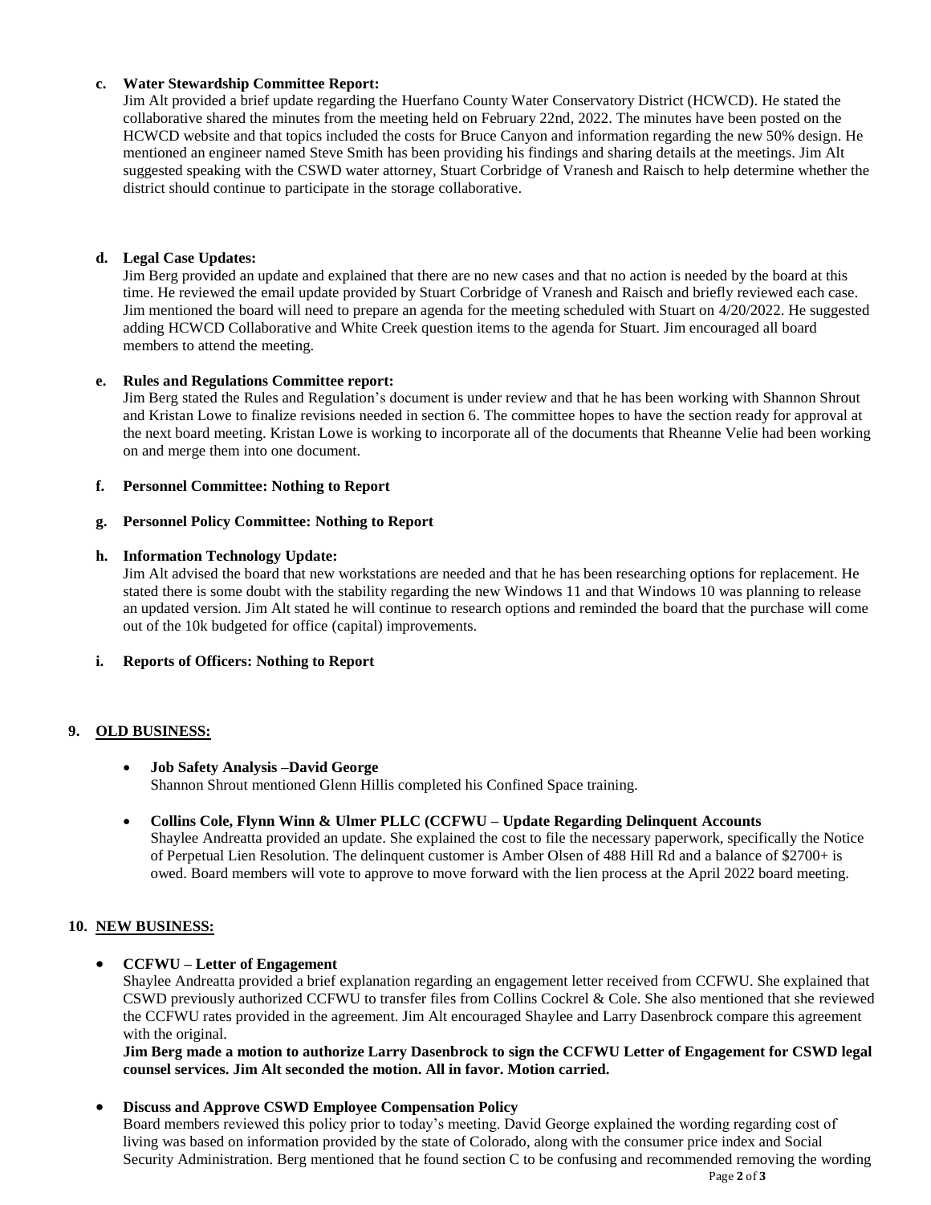**c. Water Stewardship Committee Report:**

Jim Alt provided a brief update regarding the Huerfano County Water Conservatory District (HCWCD). He stated the collaborative shared the minutes from the meeting held on February 22nd, 2022. The minutes have been posted on the HCWCD website and that topics included the costs for Bruce Canyon and information regarding the new 50% design. He mentioned an engineer named Steve Smith has been providing his findings and sharing details at the meetings. Jim Alt suggested speaking with the CSWD water attorney, Stuart Corbridge of Vranesh and Raisch to help determine whether the district should continue to participate in the storage collaborative.

**d. Legal Case Updates:**

Jim Berg provided an update and explained that there are no new cases and that no action is needed by the board at this time. He reviewed the email update provided by Stuart Corbridge of Vranesh and Raisch and briefly reviewed each case. Jim mentioned the board will need to prepare an agenda for the meeting scheduled with Stuart on 4/20/2022. He suggested adding HCWCD Collaborative and White Creek question items to the agenda for Stuart. Jim encouraged all board members to attend the meeting.

**e. Rules and Regulations Committee report:**

Jim Berg stated the Rules and Regulation's document is under review and that he has been working with Shannon Shrout and Kristan Lowe to finalize revisions needed in section 6. The committee hopes to have the section ready for approval at the next board meeting. Kristan Lowe is working to incorporate all of the documents that Rheanne Velie had been working on and merge them into one document.

**f. Personnel Committee: Nothing to Report**

**g. Personnel Policy Committee: Nothing to Report**

**h. Information Technology Update:**

Jim Alt advised the board that new workstations are needed and that he has been researching options for replacement. He stated there is some doubt with the stability regarding the new Windows 11 and that Windows 10 was planning to release an updated version. Jim Alt stated he will continue to research options and reminded the board that the purchase will come out of the 10k budgeted for office (capital) improvements.

**i. Reports of Officers: Nothing to Report**

## 9. OLD BUSINESS:

- **Job Safety Analysis –David George**
  Shannon Shrout mentioned Glenn Hillis completed his Confined Space training.

- **Collins Cole, Flynn Winn & Ulmer PLLC (CCFWU – Update Regarding Delinquent Accounts**
  Shaylee Andreatta provided an update. She explained the cost to file the necessary paperwork, specifically the Notice of Perpetual Lien Resolution. The delinquent customer is Amber Olsen of 488 Hill Rd and a balance of $2700+ is owed. Board members will vote to approve to move forward with the lien process at the April 2022 board meeting.

## 10. NEW BUSINESS:

- **CCFWU – Letter of Engagement**
  Shaylee Andreatta provided a brief explanation regarding an engagement letter received from CCFWU. She explained that CSWD previously authorized CCFWU to transfer files from Collins Cockrel & Cole. She also mentioned that she reviewed the CCFWU rates provided in the agreement. Jim Alt encouraged Shaylee and Larry Dasenbrock compare this agreement with the original.
  **Jim Berg made a motion to authorize Larry Dasenbrock to sign the CCFWU Letter of Engagement for CSWD legal counsel services. Jim Alt seconded the motion. All in favor. Motion carried.**

- **Discuss and Approve CSWD Employee Compensation Policy**
  Board members reviewed this policy prior to today's meeting. David George explained the wording regarding cost of living was based on information provided by the state of Colorado, along with the consumer price index and Social Security Administration. Berg mentioned that he found section C to be confusing and recommended removing the wording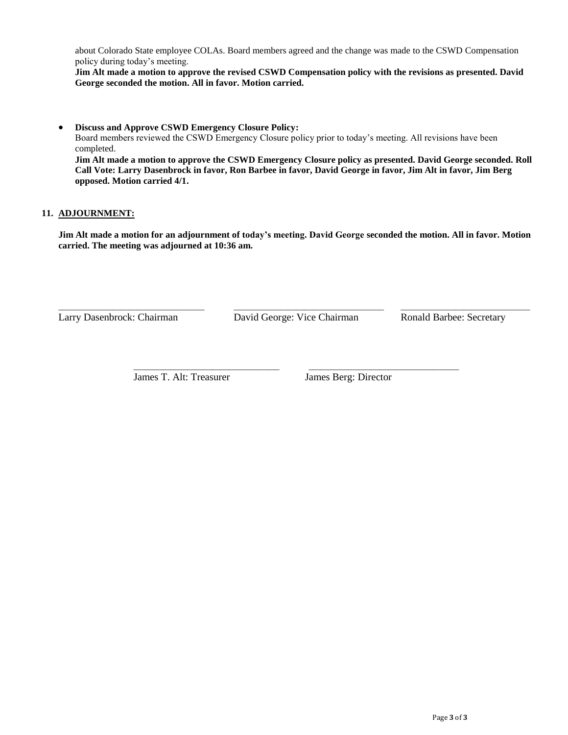about Colorado State employee COLAs. Board members agreed and the change was made to the CSWD Compensation policy during today's meeting.
**Jim Alt made a motion to approve the revised CSWD Compensation policy with the revisions as presented. David George seconded the motion. All in favor. Motion carried.**

- **Discuss and Approve CSWD Emergency Closure Policy:**
  Board members reviewed the CSWD Emergency Closure policy prior to today's meeting. All revisions have been completed.
  **Jim Alt made a motion to approve the CSWD Emergency Closure policy as presented. David George seconded. Roll Call Vote: Larry Dasenbrock in favor, Ron Barbee in favor, David George in favor, Jim Alt in favor, Jim Berg opposed. Motion carried 4/1.**

## 11. ADJOURNMENT:

**Jim Alt made a motion for an adjournment of today's meeting. David George seconded the motion. All in favor. Motion carried. The meeting was adjourned at 10:36 am.**

\_\_\_\_\_\_\_\_\_\_\_\_\_\_\_\_\_\_\_\_\_\_\_\_\_\_\_\_\_\_
Larry Dasenbrock: Chairman

\_\_\_\_\_\_\_\_\_\_\_\_\_\_\_\_\_\_\_\_\_\_\_\_\_\_\_\_\_\_
David George: Vice Chairman

\_\_\_\_\_\_\_\_\_\_\_\_\_\_\_\_\_\_\_\_\_\_\_\_\_\_\_\_\_\_
Ronald Barbee: Secretary

\_\_\_\_\_\_\_\_\_\_\_\_\_\_\_\_\_\_\_\_\_\_\_\_\_\_\_\_\_\_
James T. Alt: Treasurer

\_\_\_\_\_\_\_\_\_\_\_\_\_\_\_\_\_\_\_\_\_\_\_\_\_\_\_\_\_\_
James Berg: Director